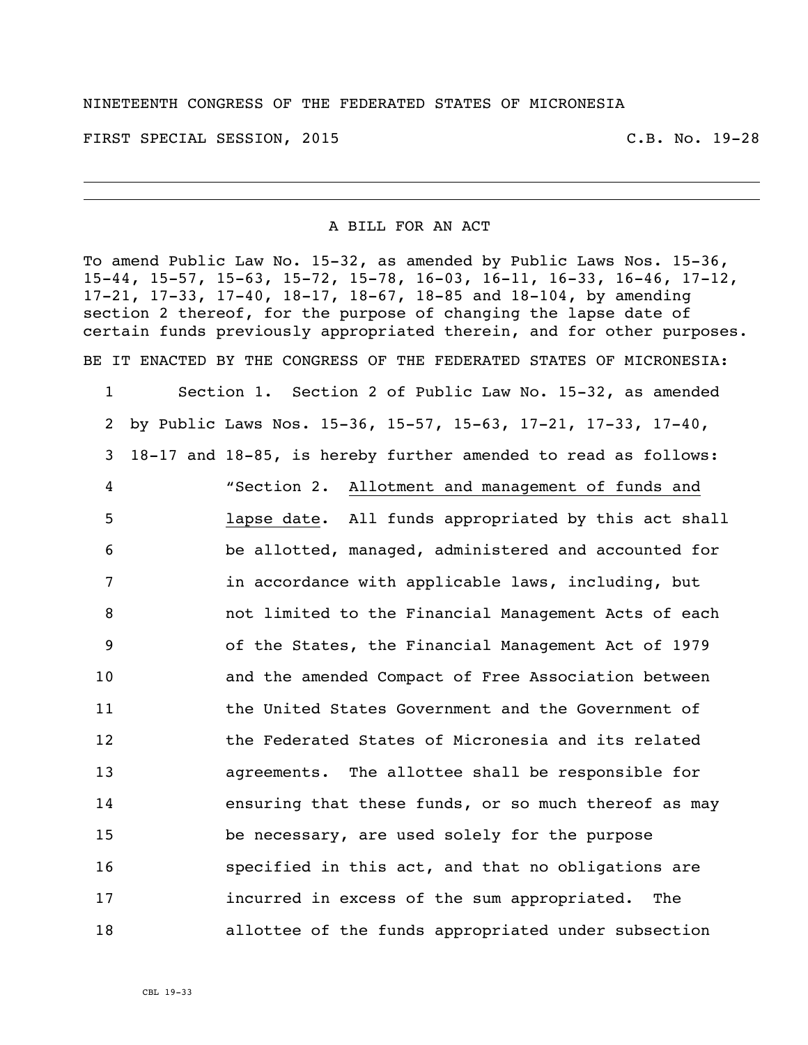NINETEENTH CONGRESS OF THE FEDERATED STATES OF MICRONESIA

FIRST SPECIAL SESSION, 2015 C.B. No. 19-28

---

A BILL FOR AN ACT

To amend Public Law No. 15-32, as amended by Public Laws Nos. 15-36, 15-44, 15-57, 15-63, 15-72, 15-78, 16-03, 16-11, 16-33, 16-46, 17-12, 17-21, 17-33, 17-40, 18-17, 18-67, 18-85 and 18-104, by amending section 2 thereof, for the purpose of changing the lapse date of certain funds previously appropriated therein, and for other purposes.

BE IT ENACTED BY THE CONGRESS OF THE FEDERATED STATES OF MICRONESIA:

1 Section 1. Section 2 of Public Law No. 15-32, as amended
2 by Public Laws Nos. 15-36, 15-57, 15-63, 17-21, 17-33, 17-40,
3 18-17 and 18-85, is hereby further amended to read as follows:
4 "Section 2. Allotment and management of funds and
5 lapse date. All funds appropriated by this act shall
6 be allotted, managed, administered and accounted for
7 in accordance with applicable laws, including, but
8 not limited to the Financial Management Acts of each
9 of the States, the Financial Management Act of 1979
10 and the amended Compact of Free Association between
11 the United States Government and the Government of
12 the Federated States of Micronesia and its related
13 agreements. The allottee shall be responsible for
14 ensuring that these funds, or so much thereof as may
15 be necessary, are used solely for the purpose
16 specified in this act, and that no obligations are
17 incurred in excess of the sum appropriated. The
18 allottee of the funds appropriated under subsection

CBL 19-33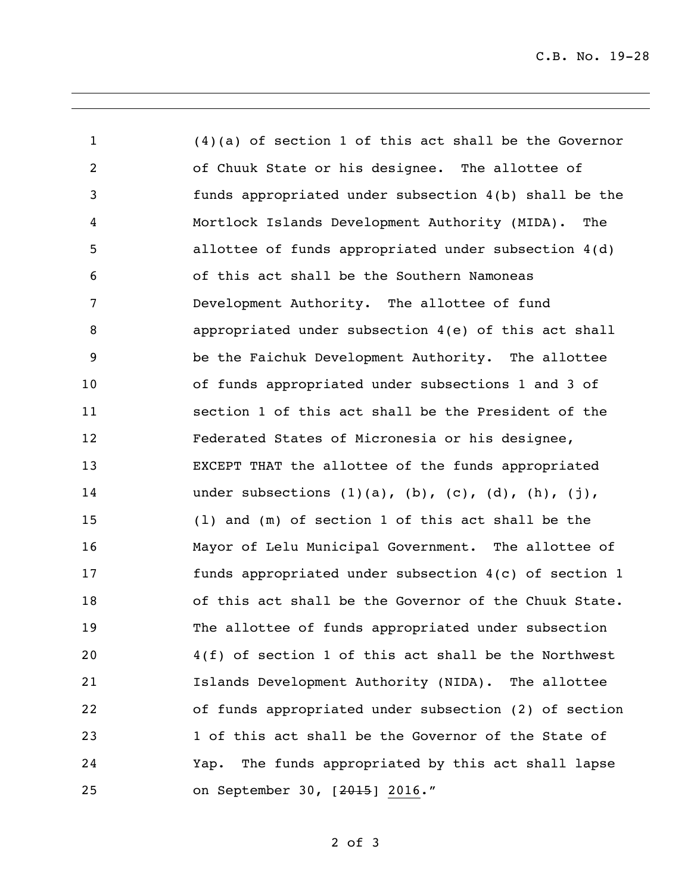(4)(a) of section 1 of this act shall be the Governor of Chuuk State or his designee. The allottee of funds appropriated under subsection 4(b) shall be the Mortlock Islands Development Authority (MIDA). The allottee of funds appropriated under subsection 4(d) of this act shall be the Southern Namoneas Development Authority. The allottee of fund appropriated under subsection 4(e) of this act shall be the Faichuk Development Authority. The allottee of funds appropriated under subsections 1 and 3 of section 1 of this act shall be the President of the Federated States of Micronesia or his designee, EXCEPT THAT the allottee of the funds appropriated under subsections (1)(a), (b), (c), (d), (h), (j), (l) and (m) of section 1 of this act shall be the Mayor of Lelu Municipal Government. The allottee of funds appropriated under subsection 4(c) of section 1 of this act shall be the Governor of the Chuuk State. The allottee of funds appropriated under subsection 4(f) of section 1 of this act shall be the Northwest Islands Development Authority (NIDA). The allottee of funds appropriated under subsection (2) of section 1 of this act shall be the Governor of the State of Yap. The funds appropriated by this act shall lapse on September 30, [~~2015~~] <u>2016</u>."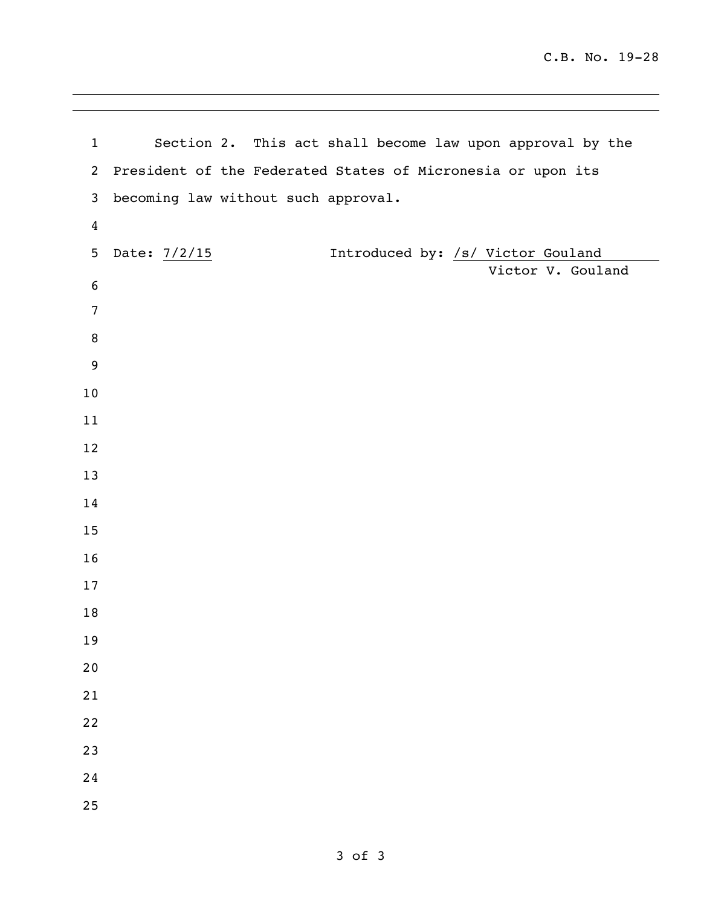Section 2. This act shall become law upon approval by the President of the Federated States of Micronesia or upon its becoming law without such approval.

Date: 7/2/15

Introduced by: /s/ Victor Gouland
Victor V. Gouland